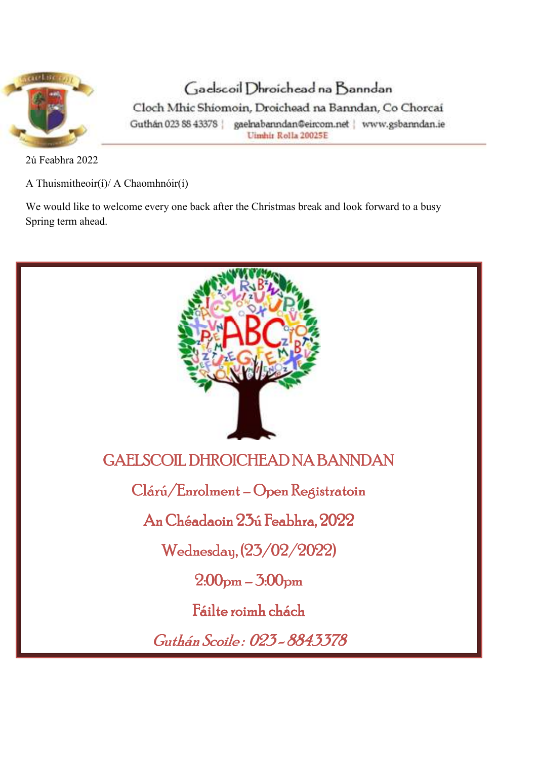# Gaelscoil Dhroichead na Banndan

Cloch Mhic Shíomoin, Droichead na Banndan, Co Chorcaí

Guthán 023 88 43378 | gaelnabanndan@eircom.net | www.gsbanndan.ie

Uimhir Rolla 20025E

2ú Feabhra 2022

A Thuismitheoir(í)/ A Chaomhnóir(í)

We would like to welcome every one back after the Christmas break and look forward to a busy Spring term ahead.

## GAELSCOIL DHROICHEAD NA BANNDAN

### Clárú/Enrolment – Open Registratoin

### An Chéadaoin 23ú Feabhra, 2022

### Wednesday, (23/02/2022)

### 2:00pm – 3:00pm

### Fáilte roimh chách

*Guthán Scoile : 023 - 8843378*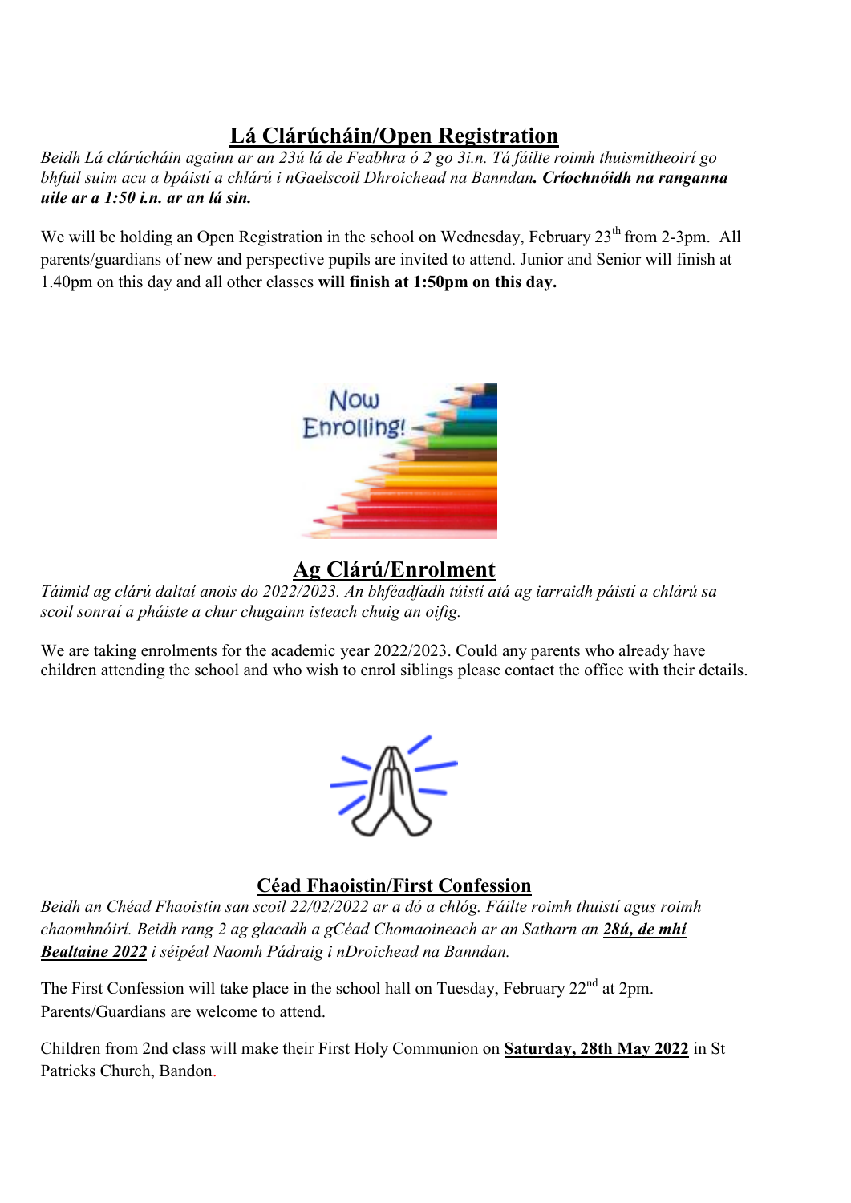## Lá Clárúcháin/Open Registration

*Beidh Lá clárúcháin againn ar an 23ú lá de Feabhra ó 2 go 3i.n. Tá fáilte roimh thuismitheoirí go bhfuil suim acu a bpáistí a chlárú i nGaelscoil Dhroichead na Banndan.* ***Críochnóidh na ranganna uile ar a 1:50 i.n. ar an lá sin.***

We will be holding an Open Registration in the school on Wednesday, February 23th from 2-3pm. All parents/guardians of new and perspective pupils are invited to attend. Junior and Senior will finish at 1.40pm on this day and all other classes **will finish at 1:50pm on this day.**

## Ag Clárú/Enrolment

*Táimid ag clárú daltaí anois do 2022/2023. An bhféadfadh túistí atá ag iarraidh páistí a chlárú sa scoil sonraí a pháiste a chur chugainn isteach chuig an oifig.*

We are taking enrolments for the academic year 2022/2023. Could any parents who already have children attending the school and who wish to enrol siblings please contact the office with their details.

## Céad Fhaoistin/First Confession

*Beidh an Chéad Fhaoistin san scoil 22/02/2022 ar a dó a chlóg. Fáilte roimh thuistí agus roimh chaomhnóirí. Beidh rang 2 ag glacadh a gCéad Chomaoineach ar an Satharn an* ***28ú, de mhí Bealtaine 2022*** *i séipéal Naomh Pádraig i nDroichead na Banndan.*

The First Confession will take place in the school hall on Tuesday, February 22nd at 2pm. Parents/Guardians are welcome to attend.

Children from 2nd class will make their First Holy Communion on **Saturday, 28th May 2022** in St Patricks Church, Bandon.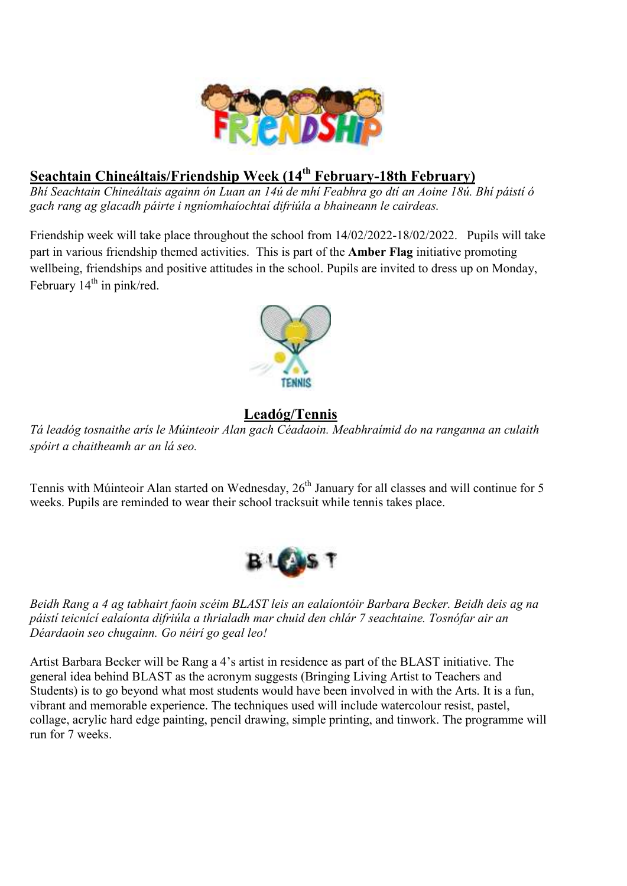## Seachtain Chineáltais/Friendship Week (14th February-18th February)

*Bhí Seachtain Chineáltais againn ón Luan an 14ú de mhí Feabhra go dtí an Aoine 18ú. Bhí páistí ó gach rang ag glacadh páirte i ngníomhaíochtaí difriúla a bhaineann le cairdeas.*

Friendship week will take place throughout the school from 14/02/2022-18/02/2022. Pupils will take part in various friendship themed activities. This is part of the **Amber Flag** initiative promoting wellbeing, friendships and positive attitudes in the school. Pupils are invited to dress up on Monday, February 14th in pink/red.

## Leadóg/Tennis

*Tá leadóg tosnaithe arís le Múinteoir Alan gach Céadaoin. Meabhraímid do na ranganna an culaith spóirt a chaitheamh ar an lá seo.*

Tennis with Múinteoir Alan started on Wednesday, 26th January for all classes and will continue for 5 weeks. Pupils are reminded to wear their school tracksuit while tennis takes place.

*Beidh Rang a 4 ag tabhairt faoin scéim BLAST leis an ealaíontóir Barbara Becker. Beidh deis ag na páistí teicnící ealaíonta difriúla a thrialadh mar chuid den chlár 7 seachtaine. Tosnófar air an Déardaoin seo chugainn. Go néirí go geal leo!*

Artist Barbara Becker will be Rang a 4's artist in residence as part of the BLAST initiative. The general idea behind BLAST as the acronym suggests (Bringing Living Artist to Teachers and Students) is to go beyond what most students would have been involved in with the Arts. It is a fun, vibrant and memorable experience. The techniques used will include watercolour resist, pastel, collage, acrylic hard edge painting, pencil drawing, simple printing, and tinwork. The programme will run for 7 weeks.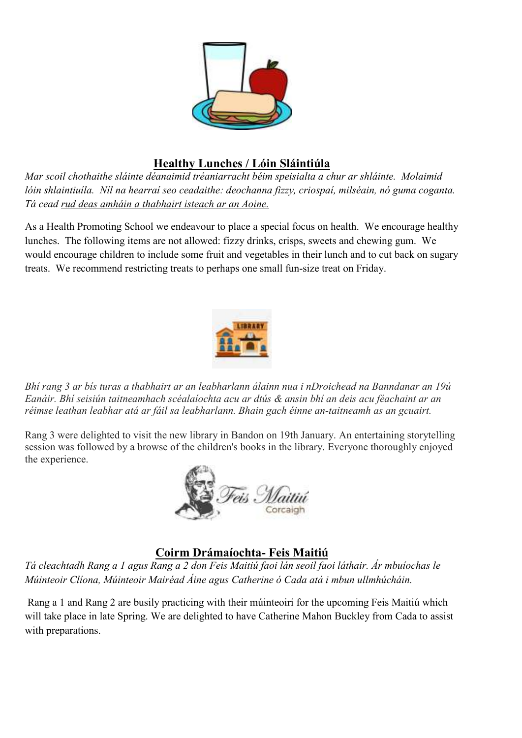## Healthy Lunches / Lóin Sláintiúla

*Mar scoil chothaithe sláinte déanaimid tréaniarracht béim speisialta a chur ar shláinte. Molaimid lóin shlaintiuíla. Níl na hearraí seo ceadaithe: deochanna fizzy, criospaí, milséain, nó guma coganta. Tá cead rud deas amháin a thabhairt isteach ar an Aoine.*

As a Health Promoting School we endeavour to place a special focus on health. We encourage healthy lunches. The following items are not allowed: fizzy drinks, crisps, sweets and chewing gum. We would encourage children to include some fruit and vegetables in their lunch and to cut back on sugary treats. We recommend restricting treats to perhaps one small fun-size treat on Friday.

*Bhí rang 3 ar bís turas a thabhairt ar an leabharlann álainn nua i nDroichead na Banndanar an 19ú Eanáir. Bhí seisiún taitneamhach scéalaíochta acu ar dtús & ansin bhí an deis acu féachaint ar an réimse leathan leabhar atá ar fáil sa leabharlann. Bhain gach éinne an-taitneamh as an gcuairt.*

Rang 3 were delighted to visit the new library in Bandon on 19th January. An entertaining storytelling session was followed by a browse of the children's books in the library. Everyone thoroughly enjoyed the experience.

## Coirm Drámaíochta- Feis Maitiú

*Tá cleachtadh Rang a 1 agus Rang a 2 don Feis Maitiú faoi lán seoil faoi láthair. Ár mbuíochas le Múinteoir Clíona, Múinteoir Mairéad Áine agus Catherine ó Cada atá i mbun ullmhúcháin.*

Rang a 1 and Rang 2 are busily practicing with their múinteoirí for the upcoming Feis Maitiú which will take place in late Spring. We are delighted to have Catherine Mahon Buckley from Cada to assist with preparations.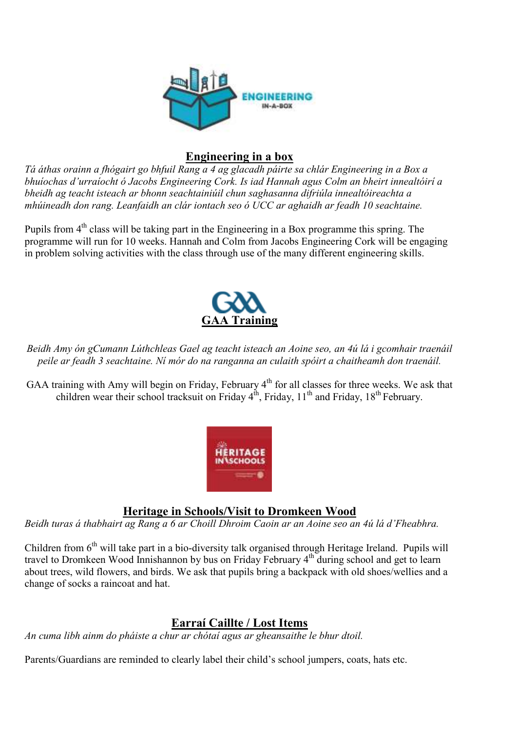## Engineering in a box

*Tá áthas orainn a fhógairt go bhfuil Rang a 4 ag glacadh páirte sa chlár Engineering in a Box a bhuíochas d'urraíocht ó Jacobs Engineering Cork. Is iad Hannah agus Colm an bheirt innealtóirí a bheidh ag teacht isteach ar bhonn seachtainiúil chun saghasanna difriúla innealtóireachta a mhúineadh don rang. Leanfaidh an clár iontach seo ó UCC ar aghaidh ar feadh 10 seachtaine.*

Pupils from 4th class will be taking part in the Engineering in a Box programme this spring. The programme will run for 10 weeks. Hannah and Colm from Jacobs Engineering Cork will be engaging in problem solving activities with the class through use of the many different engineering skills.

## GAA Training

*Beidh Amy ón gCumann Lúthchleas Gael ag teacht isteach an Aoine seo, an 4ú lá i gcomhair traenáil peile ar feadh 3 seachtaine. Ní mór do na ranganna an culaith spóirt a chaitheamh don traenáil.*

GAA training with Amy will begin on Friday, February 4th for all classes for three weeks. We ask that children wear their school tracksuit on Friday 4th, Friday, 11th and Friday, 18th February.

## Heritage in Schools/Visit to Dromkeen Wood

*Beidh turas á thabhairt ag Rang a 6 ar Choill Dhroim Caoin ar an Aoine seo an 4ú lá d'Fheabhra.*

Children from 6th will take part in a bio-diversity talk organised through Heritage Ireland. Pupils will travel to Dromkeen Wood Innishannon by bus on Friday February 4th during school and get to learn about trees, wild flowers, and birds. We ask that pupils bring a backpack with old shoes/wellies and a change of socks a raincoat and hat.

## Earraí Caillte / Lost Items

*An cuma libh ainm do pháiste a chur ar chótaí agus ar gheansaithe le bhur dtoil.*

Parents/Guardians are reminded to clearly label their child's school jumpers, coats, hats etc.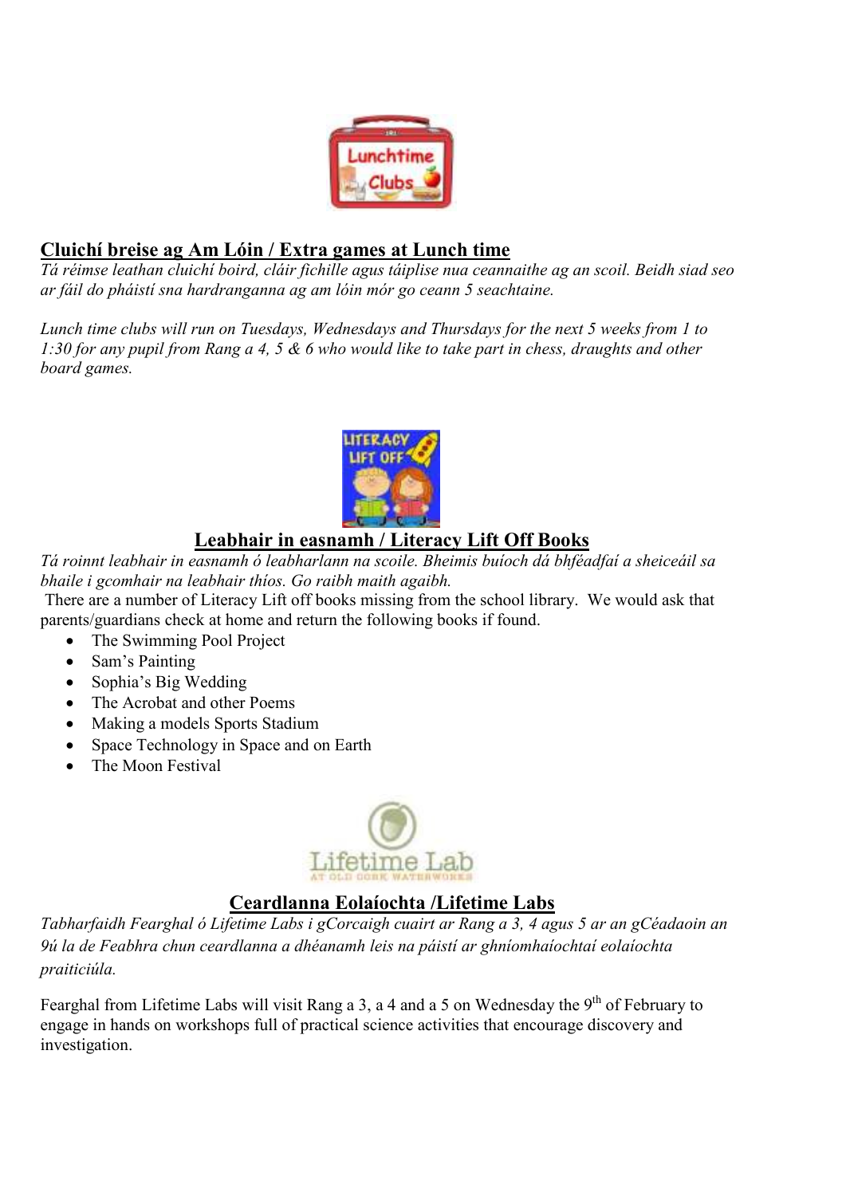## Cluichí breise ag Am Lóin / Extra games at Lunch time

*Tá réimse leathan cluichí boird, cláir fichille agus táiplise nua ceannaithe ag an scoil. Beidh siad seo ar fáil do pháistí sna hardranganna ag am lóin mór go ceann 5 seachtaine.*

*Lunch time clubs will run on Tuesdays, Wednesdays and Thursdays for the next 5 weeks from 1 to 1:30 for any pupil from Rang a 4, 5 & 6 who would like to take part in chess, draughts and other board games.*

## Leabhair in easnamh / Literacy Lift Off Books

*Tá roinnt leabhair in easnamh ó leabharlann na scoile. Bheimis buíoch dá bhféadfaí a sheiceáil sa bhaile i gcomhair na leabhair thíos. Go raibh maith agaibh.*

There are a number of Literacy Lift off books missing from the school library. We would ask that parents/guardians check at home and return the following books if found.

- The Swimming Pool Project
- Sam's Painting
- Sophia's Big Wedding
- The Acrobat and other Poems
- Making a models Sports Stadium
- Space Technology in Space and on Earth
- The Moon Festival

## Ceardlanna Eolaíochta /Lifetime Labs

*Tabharfaidh Fearghal ó Lifetime Labs i gCorcaigh cuairt ar Rang a 3, 4 agus 5 ar an gCéadaoin an 9ú la de Feabhra chun ceardlanna a dhéanamh leis na páistí ar ghníomhaíochtaí eolaíochta praiticiúla.*

Fearghal from Lifetime Labs will visit Rang a 3, a 4 and a 5 on Wednesday the 9th of February to engage in hands on workshops full of practical science activities that encourage discovery and investigation.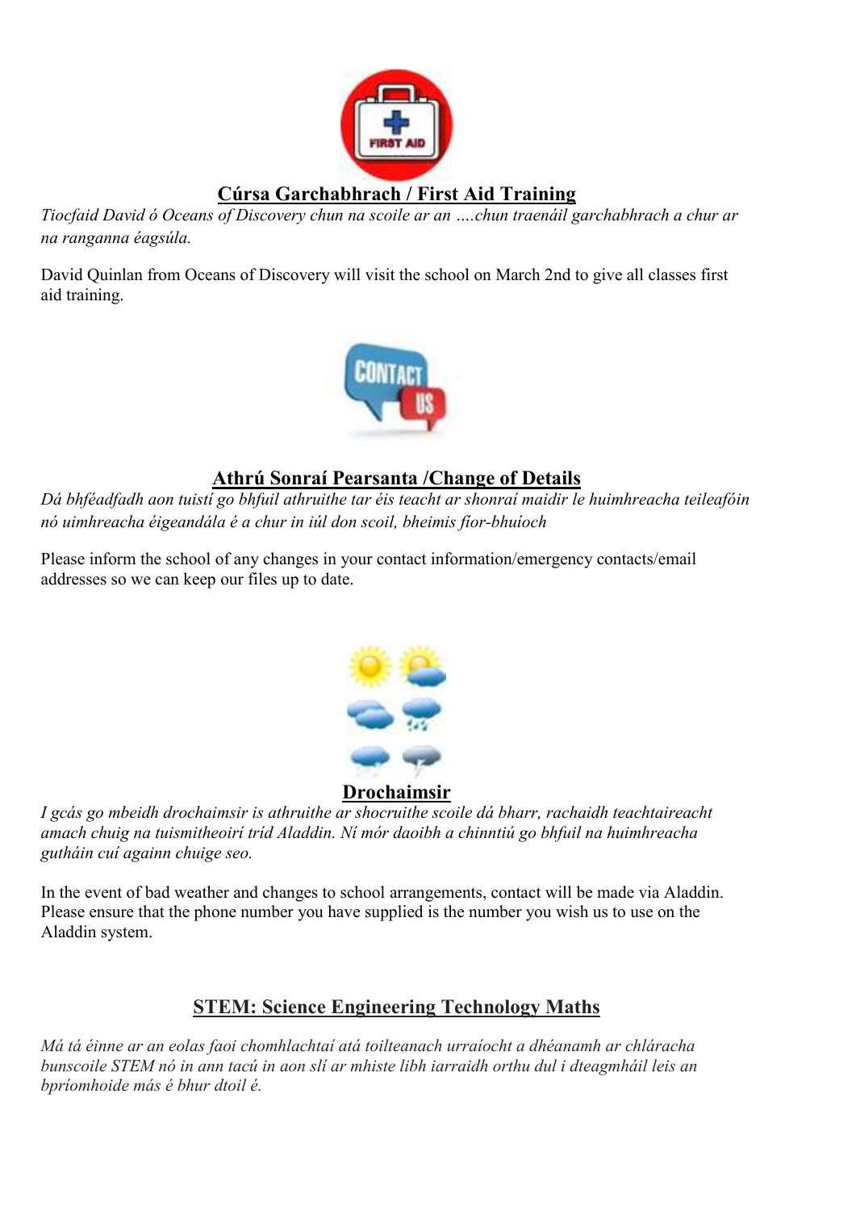## Cúrsa Garchabhrach / First Aid Training

*Tiocfaid David ó Oceans of Discovery chun na scoile ar an ….chun traenáil garchabhrach a chur ar na ranganna éagsúla.*

David Quinlan from Oceans of Discovery will visit the school on March 2nd to give all classes first aid training.

## Athrú Sonraí Pearsanta /Change of Details

*Dá bhféadfadh aon tuistí go bhfuil athruithe tar éis teacht ar shonraí maidir le huimhreacha teileafóin nó uimhreacha éigeandála é a chur in iúl don scoil, bheimis fíor-bhuíoch*

Please inform the school of any changes in your contact information/emergency contacts/email addresses so we can keep our files up to date.

## Drochaimsir

*I gcás go mbeidh drochaimsir is athruithe ar shocruithe scoile dá bharr, rachaidh teachtaireacht amach chuig na tuismitheoirí tríd Aladdin. Ní mór daoibh a chinntiú go bhfuil na huimhreacha gutháin cuí againn chuige seo.*

In the event of bad weather and changes to school arrangements, contact will be made via Aladdin. Please ensure that the phone number you have supplied is the number you wish us to use on the Aladdin system.

## STEM: Science Engineering Technology Maths

*Má tá éinne ar an eolas faoi chomhlachtaí atá toilteanach urraíocht a dhéanamh ar chláracha bunscoile STEM nó in ann tacú in aon slí ar mhiste libh iarraidh orthu dul i dteagmháil leis an bpríomhoide más é bhur dtoil é.*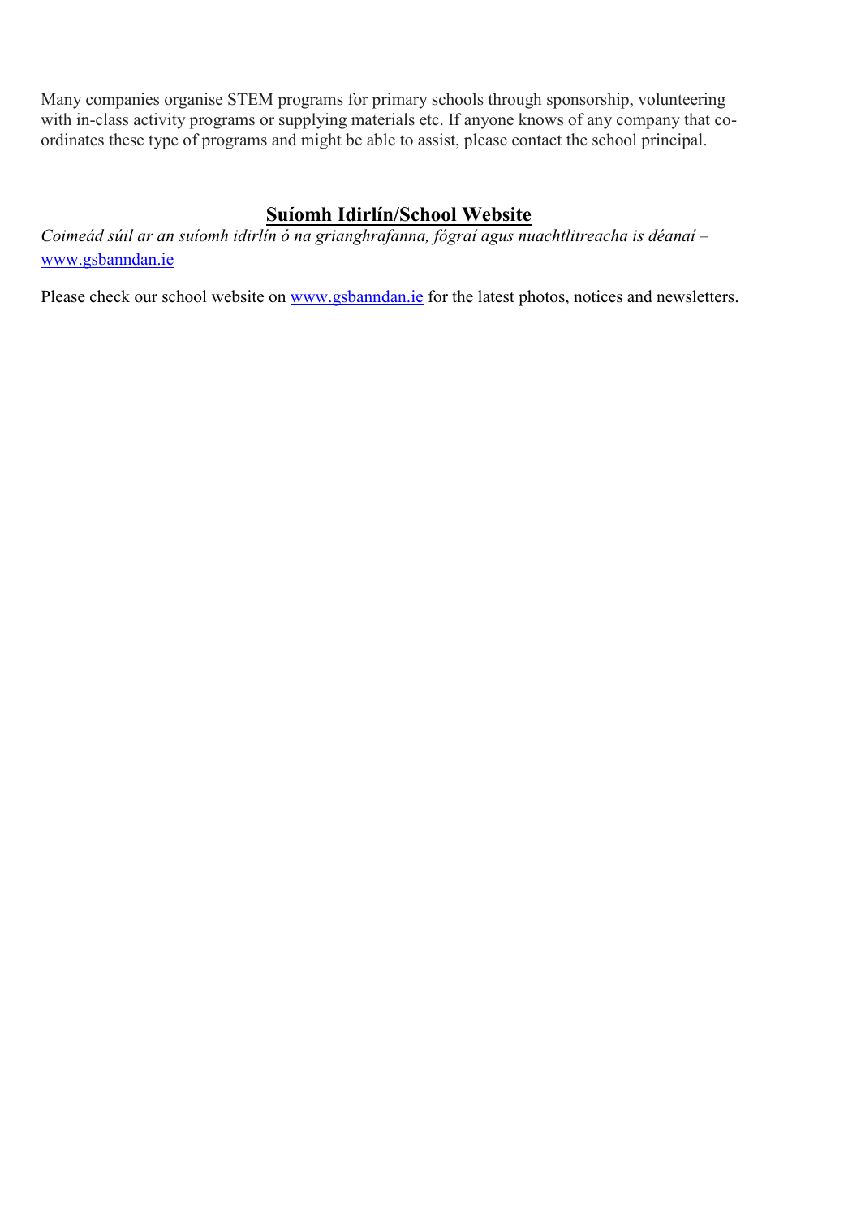Many companies organise STEM programs for primary schools through sponsorship, volunteering with in-class activity programs or supplying materials etc. If anyone knows of any company that co-ordinates these type of programs and might be able to assist, please contact the school principal.

## Suíomh Idirlín/School Website

*Coimeád súil ar an suíomh idirlín ó na grianghrafanna, fógraí agus nuachtlitreacha is déanaí –* [www.gsbanndan.ie](http://www.gsbanndan.ie)

Please check our school website on [www.gsbanndan.ie](http://www.gsbanndan.ie) for the latest photos, notices and newsletters.